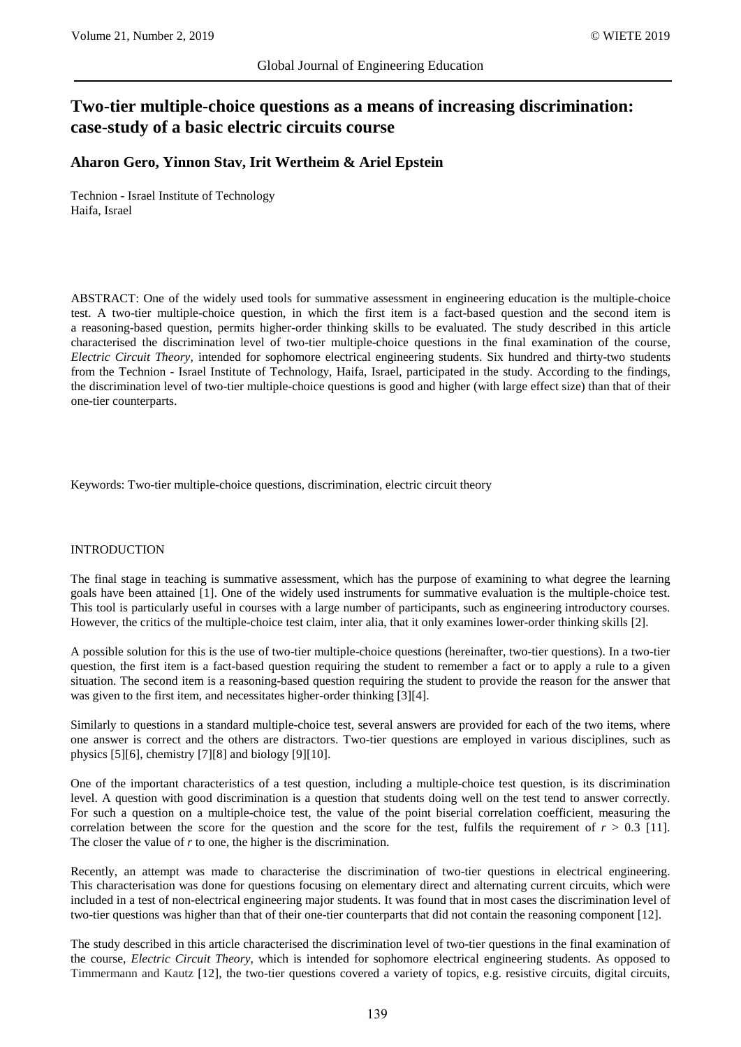# Two-tier multiple-choice questions as a means of increasing discrimination: case-study of a basic electric circuits course

**Aharon Gero, Yinnon Stav, Irit Wertheim & Ariel Epstein**

Technion - Israel Institute of Technology
Haifa, Israel

ABSTRACT: One of the widely used tools for summative assessment in engineering education is the multiple-choice test. A two-tier multiple-choice question, in which the first item is a fact-based question and the second item is a reasoning-based question, permits higher-order thinking skills to be evaluated. The study described in this article characterised the discrimination level of two-tier multiple-choice questions in the final examination of the course, *Electric Circuit Theory,* intended for sophomore electrical engineering students. Six hundred and thirty-two students from the Technion - Israel Institute of Technology, Haifa, Israel, participated in the study. According to the findings, the discrimination level of two-tier multiple-choice questions is good and higher (with large effect size) than that of their one-tier counterparts.

Keywords: Two-tier multiple-choice questions, discrimination, electric circuit theory

## INTRODUCTION

The final stage in teaching is summative assessment, which has the purpose of examining to what degree the learning goals have been attained [1]. One of the widely used instruments for summative evaluation is the multiple-choice test. This tool is particularly useful in courses with a large number of participants, such as engineering introductory courses. However, the critics of the multiple-choice test claim, inter alia, that it only examines lower-order thinking skills [2].

A possible solution for this is the use of two-tier multiple-choice questions (hereinafter, two-tier questions). In a two-tier question, the first item is a fact-based question requiring the student to remember a fact or to apply a rule to a given situation. The second item is a reasoning-based question requiring the student to provide the reason for the answer that was given to the first item, and necessitates higher-order thinking [3][4].

Similarly to questions in a standard multiple-choice test, several answers are provided for each of the two items, where one answer is correct and the others are distractors. Two-tier questions are employed in various disciplines, such as physics [5][6], chemistry [7][8] and biology [9][10].

One of the important characteristics of a test question, including a multiple-choice test question, is its discrimination level. A question with good discrimination is a question that students doing well on the test tend to answer correctly. For such a question on a multiple-choice test, the value of the point biserial correlation coefficient, measuring the correlation between the score for the question and the score for the test, fulfils the requirement of $r > 0.3$ [11]. The closer the value of $r$ to one, the higher is the discrimination.

Recently, an attempt was made to characterise the discrimination of two-tier questions in electrical engineering. This characterisation was done for questions focusing on elementary direct and alternating current circuits, which were included in a test of non-electrical engineering major students. It was found that in most cases the discrimination level of two-tier questions was higher than that of their one-tier counterparts that did not contain the reasoning component [12].

The study described in this article characterised the discrimination level of two-tier questions in the final examination of the course, *Electric Circuit Theory,* which is intended for sophomore electrical engineering students. As opposed to Timmermann and Kautz [12], the two-tier questions covered a variety of topics, e.g. resistive circuits, digital circuits,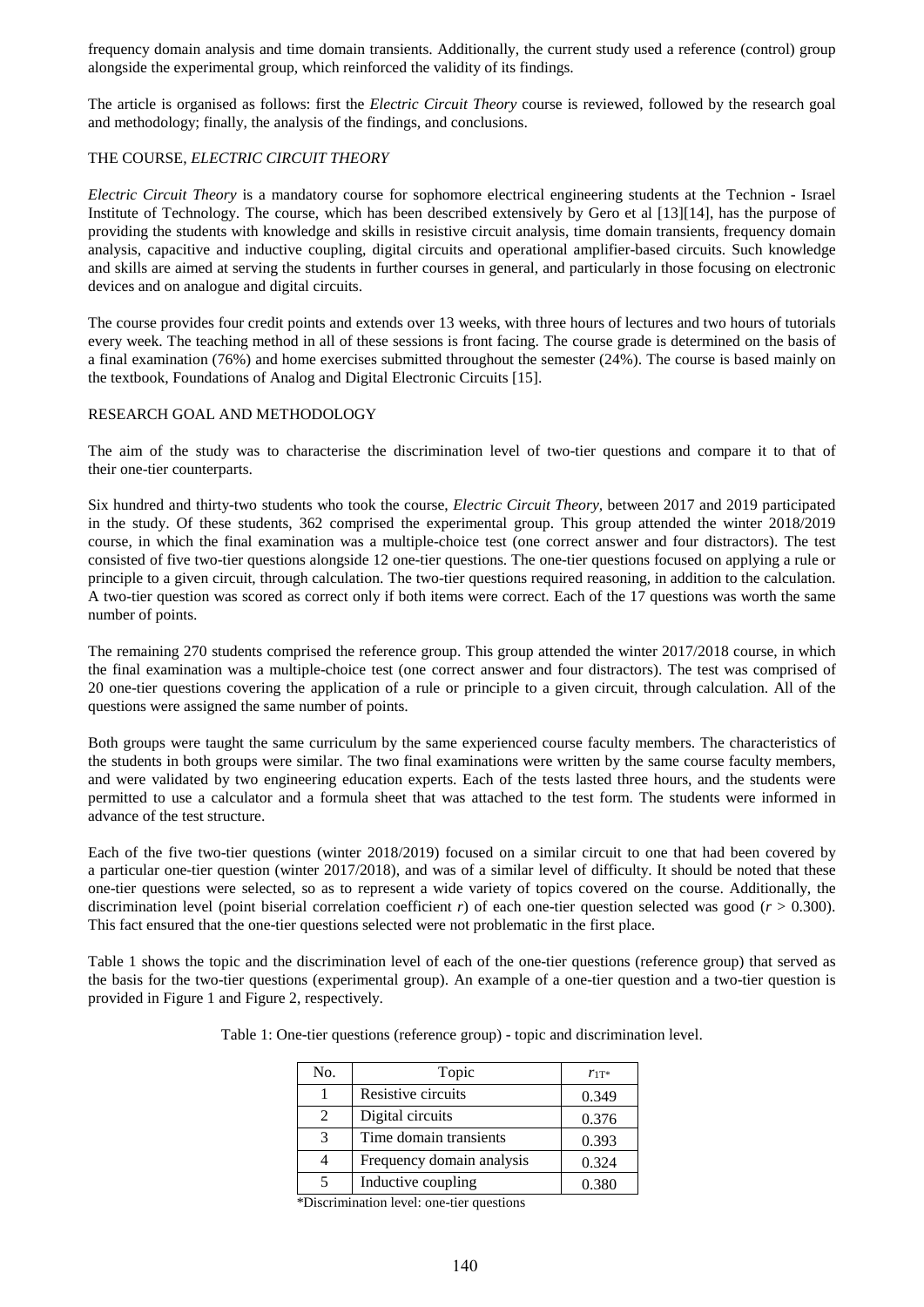frequency domain analysis and time domain transients. Additionally, the current study used a reference (control) group alongside the experimental group, which reinforced the validity of its findings.

The article is organised as follows: first the *Electric Circuit Theory* course is reviewed, followed by the research goal and methodology; finally, the analysis of the findings, and conclusions.

## THE COURSE, *ELECTRIC CIRCUIT THEORY*

*Electric Circuit Theory* is a mandatory course for sophomore electrical engineering students at the Technion - Israel Institute of Technology. The course, which has been described extensively by Gero et al [13][14], has the purpose of providing the students with knowledge and skills in resistive circuit analysis, time domain transients, frequency domain analysis, capacitive and inductive coupling, digital circuits and operational amplifier-based circuits. Such knowledge and skills are aimed at serving the students in further courses in general, and particularly in those focusing on electronic devices and on analogue and digital circuits.

The course provides four credit points and extends over 13 weeks, with three hours of lectures and two hours of tutorials every week. The teaching method in all of these sessions is front facing. The course grade is determined on the basis of a final examination (76%) and home exercises submitted throughout the semester (24%). The course is based mainly on the textbook, Foundations of Analog and Digital Electronic Circuits [15].

## RESEARCH GOAL AND METHODOLOGY

The aim of the study was to characterise the discrimination level of two-tier questions and compare it to that of their one-tier counterparts.

Six hundred and thirty-two students who took the course, *Electric Circuit Theory*, between 2017 and 2019 participated in the study. Of these students, 362 comprised the experimental group. This group attended the winter 2018/2019 course, in which the final examination was a multiple-choice test (one correct answer and four distractors). The test consisted of five two-tier questions alongside 12 one-tier questions. The one-tier questions focused on applying a rule or principle to a given circuit, through calculation. The two-tier questions required reasoning, in addition to the calculation. A two-tier question was scored as correct only if both items were correct. Each of the 17 questions was worth the same number of points.

The remaining 270 students comprised the reference group. This group attended the winter 2017/2018 course, in which the final examination was a multiple-choice test (one correct answer and four distractors). The test was comprised of 20 one-tier questions covering the application of a rule or principle to a given circuit, through calculation. All of the questions were assigned the same number of points.

Both groups were taught the same curriculum by the same experienced course faculty members. The characteristics of the students in both groups were similar. The two final examinations were written by the same course faculty members, and were validated by two engineering education experts. Each of the tests lasted three hours, and the students were permitted to use a calculator and a formula sheet that was attached to the test form. The students were informed in advance of the test structure.

Each of the five two-tier questions (winter 2018/2019) focused on a similar circuit to one that had been covered by a particular one-tier question (winter 2017/2018), and was of a similar level of difficulty. It should be noted that these one-tier questions were selected, so as to represent a wide variety of topics covered on the course. Additionally, the discrimination level (point biserial correlation coefficient $r$) of each one-tier question selected was good ($r > 0.300$). This fact ensured that the one-tier questions selected were not problematic in the first place.

Table 1 shows the topic and the discrimination level of each of the one-tier questions (reference group) that served as the basis for the two-tier questions (experimental group). An example of a one-tier question and a two-tier question is provided in Figure 1 and Figure 2, respectively.

Table 1: One-tier questions (reference group) - topic and discrimination level.

| No. | Topic | $r_{1T}$* |
|---|---|---|
| 1 | Resistive circuits | 0.349 |
| 2 | Digital circuits | 0.376 |
| 3 | Time domain transients | 0.393 |
| 4 | Frequency domain analysis | 0.324 |
| 5 | Inductive coupling | 0.380 |

*Discrimination level: one-tier questions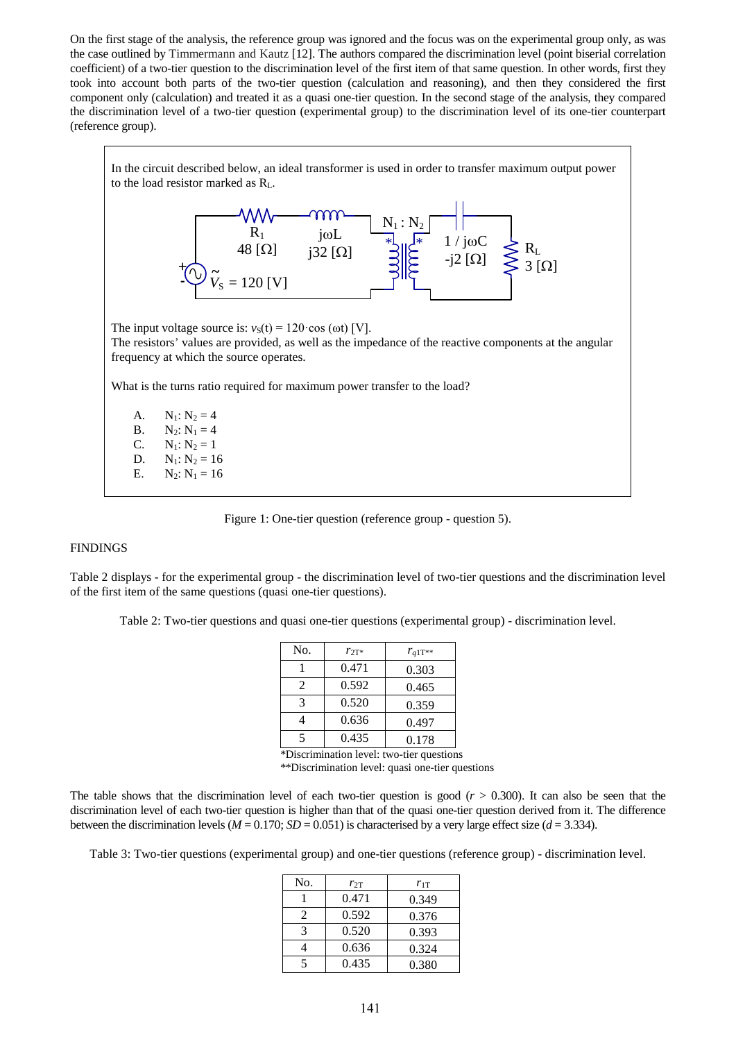On the first stage of the analysis, the reference group was ignored and the focus was on the experimental group only, as was the case outlined by Timmermann and Kautz [12]. The authors compared the discrimination level (point biserial correlation coefficient) of a two-tier question to the discrimination level of the first item of that same question. In other words, first they took into account both parts of the two-tier question (calculation and reasoning), and then they considered the first component only (calculation) and treated it as a quasi one-tier question. In the second stage of the analysis, they compared the discrimination level of a two-tier question (experimental group) to the discrimination level of its one-tier counterpart (reference group).

In the circuit described below, an ideal transformer is used in order to transfer maximum output power to the load resistor marked as $R_L$.

$R_1$ 48 [Ω] — $j\omega L$ j32 [Ω] — $N_1 : N_2$ — $1 / j\omega C$ -j2 [Ω] — $R_L$ 3 [Ω]

$\tilde{V}_S = 120$ [V]

The input voltage source is: $v_S(t) = 120 \cdot \cos(\omega t)$ [V].
The resistors' values are provided, as well as the impedance of the reactive components at the angular frequency at which the source operates.

What is the turns ratio required for maximum power transfer to the load?

A. $N_1: N_2 = 4$
B. $N_2: N_1 = 4$
C. $N_1: N_2 = 1$
D. $N_1: N_2 = 16$
E. $N_2: N_1 = 16$

Figure 1: One-tier question (reference group - question 5).

## FINDINGS

Table 2 displays - for the experimental group - the discrimination level of two-tier questions and the discrimination level of the first item of the same questions (quasi one-tier questions).

Table 2: Two-tier questions and quasi one-tier questions (experimental group) - discrimination level.

| No. | $r_{2T*}$ | $r_{q1T**}$ |
|---|---|---|
| 1 | 0.471 | 0.303 |
| 2 | 0.592 | 0.465 |
| 3 | 0.520 | 0.359 |
| 4 | 0.636 | 0.497 |
| 5 | 0.435 | 0.178 |

*Discrimination level: two-tier questions
**Discrimination level: quasi one-tier questions

The table shows that the discrimination level of each two-tier question is good ($r > 0.300$). It can also be seen that the discrimination level of each two-tier question is higher than that of the quasi one-tier question derived from it. The difference between the discrimination levels ($M = 0.170$; $SD = 0.051$) is characterised by a very large effect size ($d = 3.334$).

Table 3: Two-tier questions (experimental group) and one-tier questions (reference group) - discrimination level.

| No. | $r_{2T}$ | $r_{1T}$ |
|---|---|---|
| 1 | 0.471 | 0.349 |
| 2 | 0.592 | 0.376 |
| 3 | 0.520 | 0.393 |
| 4 | 0.636 | 0.324 |
| 5 | 0.435 | 0.380 |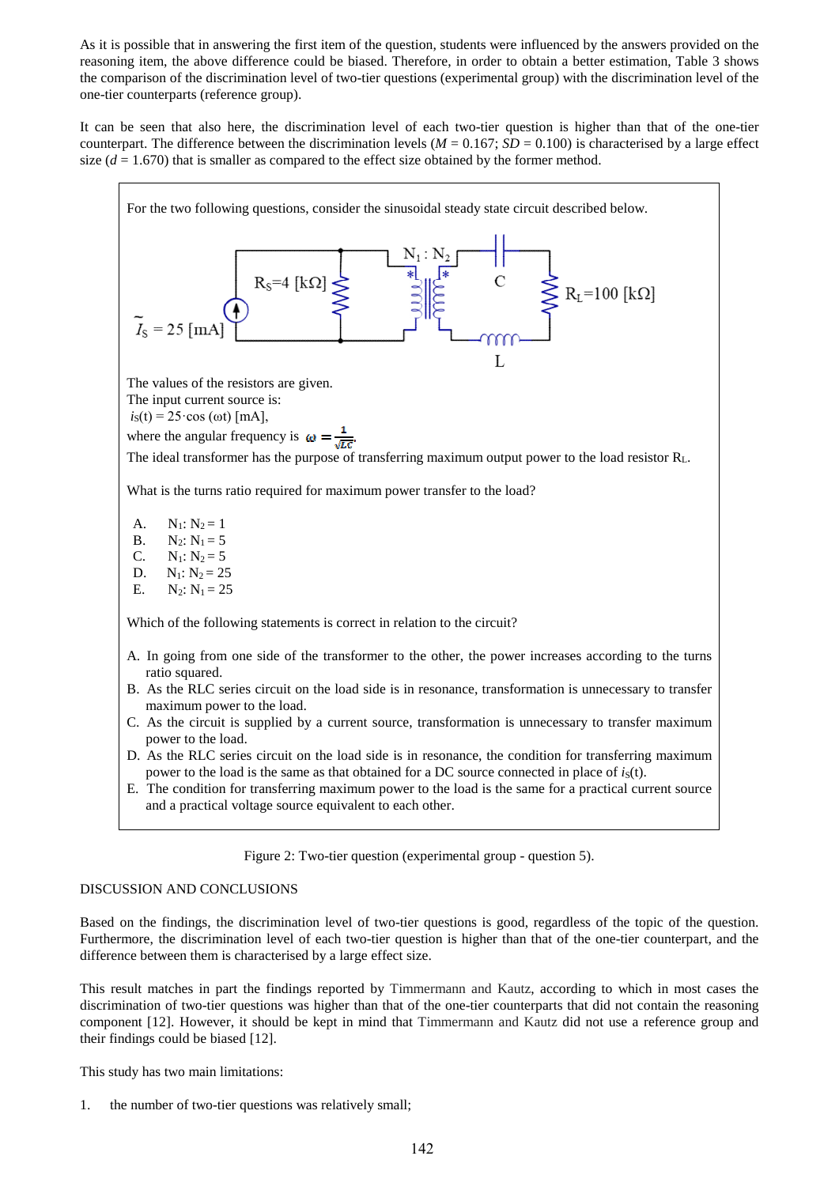As it is possible that in answering the first item of the question, students were influenced by the answers provided on the reasoning item, the above difference could be biased. Therefore, in order to obtain a better estimation, Table 3 shows the comparison of the discrimination level of two-tier questions (experimental group) with the discrimination level of the one-tier counterparts (reference group).

It can be seen that also here, the discrimination level of each two-tier question is higher than that of the one-tier counterpart. The difference between the discrimination levels ($M$ = 0.167; $SD$ = 0.100) is characterised by a large effect size ($d$ = 1.670) that is smaller as compared to the effect size obtained by the former method.

For the two following questions, consider the sinusoidal steady state circuit described below.

$\tilde{I}_S$ = 25 [mA]   $R_S$=4 [kΩ]   $N_1 : N_2$   C   $R_L$=100 [kΩ]   L

The values of the resistors are given.
The input current source is:
$i_S(t) = 25 \cdot \cos(\omega t)$ [mA],
where the angular frequency is $\omega = \frac{1}{\sqrt{LC}}$.
The ideal transformer has the purpose of transferring maximum output power to the load resistor $R_L$.

What is the turns ratio required for maximum power transfer to the load?

A. $N_1: N_2 = 1$
B. $N_2: N_1 = 5$
C. $N_1: N_2 = 5$
D. $N_1: N_2 = 25$
E. $N_2: N_1 = 25$

Which of the following statements is correct in relation to the circuit?

A. In going from one side of the transformer to the other, the power increases according to the turns ratio squared.
B. As the RLC series circuit on the load side is in resonance, transformation is unnecessary to transfer maximum power to the load.
C. As the circuit is supplied by a current source, transformation is unnecessary to transfer maximum power to the load.
D. As the RLC series circuit on the load side is in resonance, the condition for transferring maximum power to the load is the same as that obtained for a DC source connected in place of $i_S(t)$.
E. The condition for transferring maximum power to the load is the same for a practical current source and a practical voltage source equivalent to each other.

Figure 2: Two-tier question (experimental group - question 5).

## DISCUSSION AND CONCLUSIONS

Based on the findings, the discrimination level of two-tier questions is good, regardless of the topic of the question. Furthermore, the discrimination level of each two-tier question is higher than that of the one-tier counterpart, and the difference between them is characterised by a large effect size.

This result matches in part the findings reported by Timmermann and Kautz, according to which in most cases the discrimination of two-tier questions was higher than that of the one-tier counterparts that did not contain the reasoning component [12]. However, it should be kept in mind that Timmermann and Kautz did not use a reference group and their findings could be biased [12].

This study has two main limitations:

1. the number of two-tier questions was relatively small;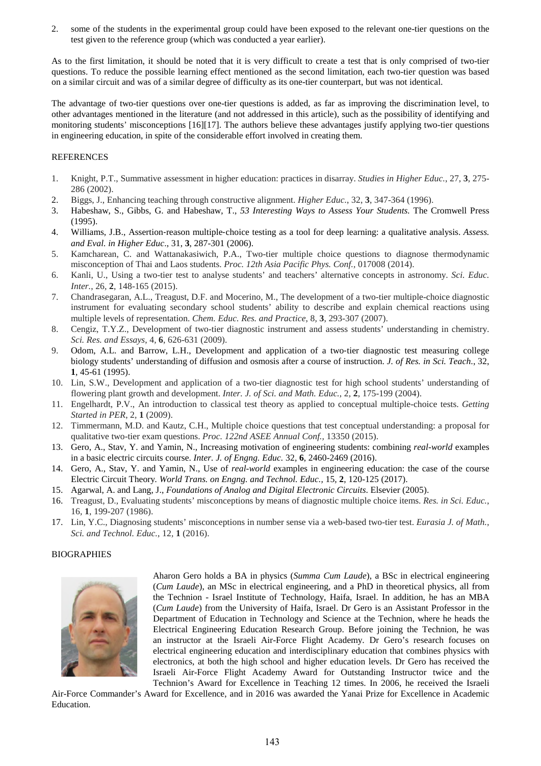2. some of the students in the experimental group could have been exposed to the relevant one-tier questions on the test given to the reference group (which was conducted a year earlier).

As to the first limitation, it should be noted that it is very difficult to create a test that is only comprised of two-tier questions. To reduce the possible learning effect mentioned as the second limitation, each two-tier question was based on a similar circuit and was of a similar degree of difficulty as its one-tier counterpart, but was not identical.

The advantage of two-tier questions over one-tier questions is added, as far as improving the discrimination level, to other advantages mentioned in the literature (and not addressed in this article), such as the possibility of identifying and monitoring students' misconceptions [16][17]. The authors believe these advantages justify applying two-tier questions in engineering education, in spite of the considerable effort involved in creating them.

## REFERENCES

1. Knight, P.T., Summative assessment in higher education: practices in disarray. *Studies in Higher Educ.*, 27, **3**, 275-286 (2002).
2. Biggs, J., Enhancing teaching through constructive alignment. *Higher Educ.*, 32, **3**, 347-364 (1996).
3. Habeshaw, S., Gibbs, G. and Habeshaw, T., *53 Interesting Ways to Assess Your Students.* The Cromwell Press (1995).
4. Williams, J.B., Assertion-reason multiple-choice testing as a tool for deep learning: a qualitative analysis. *Assess. and Eval. in Higher Educ.*, 31, **3**, 287-301 (2006).
5. Kamcharean, C. and Wattanakasiwich, P.A., Two-tier multiple choice questions to diagnose thermodynamic misconception of Thai and Laos students. *Proc. 12th Asia Pacific Phys. Conf.*, 017008 (2014).
6. Kanli, U., Using a two-tier test to analyse students' and teachers' alternative concepts in astronomy. *Sci. Educ. Inter.*, 26, **2**, 148-165 (2015).
7. Chandrasegaran, A.L., Treagust, D.F. and Mocerino, M., The development of a two-tier multiple-choice diagnostic instrument for evaluating secondary school students' ability to describe and explain chemical reactions using multiple levels of representation. *Chem. Educ. Res. and Practice*, 8, **3**, 293-307 (2007).
8. Cengiz, T.Y.Z., Development of two-tier diagnostic instrument and assess students' understanding in chemistry. *Sci. Res. and Essays*, 4, **6**, 626-631 (2009).
9. Odom, A.L. and Barrow, L.H., Development and application of a two-tier diagnostic test measuring college biology students' understanding of diffusion and osmosis after a course of instruction. *J. of Res. in Sci. Teach.*, 32, **1**, 45-61 (1995).
10. Lin, S.W., Development and application of a two-tier diagnostic test for high school students' understanding of flowering plant growth and development. *Inter. J. of Sci. and Math. Educ.*, 2, **2**, 175-199 (2004).
11. Engelhardt, P.V., An introduction to classical test theory as applied to conceptual multiple-choice tests. *Getting Started in PER*, 2, **1** (2009).
12. Timmermann, M.D. and Kautz, C.H., Multiple choice questions that test conceptual understanding: a proposal for qualitative two-tier exam questions. *Proc. 122nd ASEE Annual Conf.*, 13350 (2015).
13. Gero, A., Stav, Y. and Yamin, N., Increasing motivation of engineering students: combining *real-world* examples in a basic electric circuits course. *Inter. J. of Engng. Educ.* 32, **6**, 2460-2469 (2016).
14. Gero, A., Stav, Y. and Yamin, N., Use of *real-world* examples in engineering education: the case of the course Electric Circuit Theory. *World Trans. on Engng. and Technol. Educ.*, 15, **2**, 120-125 (2017).
15. Agarwal, A. and Lang, J., *Foundations of Analog and Digital Electronic Circuits.* Elsevier (2005).
16. Treagust, D., Evaluating students' misconceptions by means of diagnostic multiple choice items. *Res. in Sci. Educ.*, 16, **1**, 199-207 (1986).
17. Lin, Y.C., Diagnosing students' misconceptions in number sense via a web-based two-tier test. *Eurasia J. of Math., Sci. and Technol. Educ.*, 12, **1** (2016).

## BIOGRAPHIES

Aharon Gero holds a BA in physics (*Summa Cum Laude*), a BSc in electrical engineering (*Cum Laude*), an MSc in electrical engineering, and a PhD in theoretical physics, all from the Technion - Israel Institute of Technology, Haifa, Israel. In addition, he has an MBA (*Cum Laude*) from the University of Haifa, Israel. Dr Gero is an Assistant Professor in the Department of Education in Technology and Science at the Technion, where he heads the Electrical Engineering Education Research Group. Before joining the Technion, he was an instructor at the Israeli Air-Force Flight Academy. Dr Gero's research focuses on electrical engineering education and interdisciplinary education that combines physics with electronics, at both the high school and higher education levels. Dr Gero has received the Israeli Air-Force Flight Academy Award for Outstanding Instructor twice and the Technion's Award for Excellence in Teaching 12 times. In 2006, he received the Israeli Air-Force Commander's Award for Excellence, and in 2016 was awarded the Yanai Prize for Excellence in Academic Education.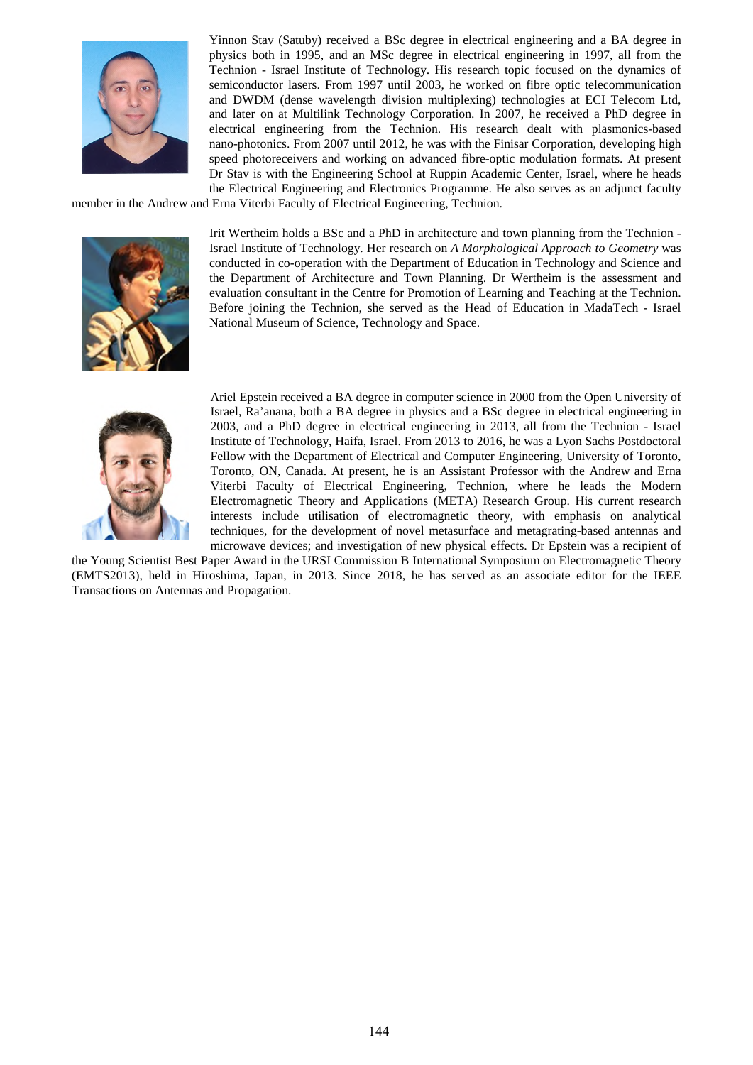Yinnon Stav (Satuby) received a BSc degree in electrical engineering and a BA degree in physics both in 1995, and an MSc degree in electrical engineering in 1997, all from the Technion - Israel Institute of Technology. His research topic focused on the dynamics of semiconductor lasers. From 1997 until 2003, he worked on fibre optic telecommunication and DWDM (dense wavelength division multiplexing) technologies at ECI Telecom Ltd, and later on at Multilink Technology Corporation. In 2007, he received a PhD degree in electrical engineering from the Technion. His research dealt with plasmonics-based nano-photonics. From 2007 until 2012, he was with the Finisar Corporation, developing high speed photoreceivers and working on advanced fibre-optic modulation formats. At present Dr Stav is with the Engineering School at Ruppin Academic Center, Israel, where he heads the Electrical Engineering and Electronics Programme. He also serves as an adjunct faculty member in the Andrew and Erna Viterbi Faculty of Electrical Engineering, Technion.

Irit Wertheim holds a BSc and a PhD in architecture and town planning from the Technion - Israel Institute of Technology. Her research on *A Morphological Approach to Geometry* was conducted in co-operation with the Department of Education in Technology and Science and the Department of Architecture and Town Planning. Dr Wertheim is the assessment and evaluation consultant in the Centre for Promotion of Learning and Teaching at the Technion. Before joining the Technion, she served as the Head of Education in MadaTech - Israel National Museum of Science, Technology and Space.

Ariel Epstein received a BA degree in computer science in 2000 from the Open University of Israel, Ra'anana, both a BA degree in physics and a BSc degree in electrical engineering in 2003, and a PhD degree in electrical engineering in 2013, all from the Technion - Israel Institute of Technology, Haifa, Israel. From 2013 to 2016, he was a Lyon Sachs Postdoctoral Fellow with the Department of Electrical and Computer Engineering, University of Toronto, Toronto, ON, Canada. At present, he is an Assistant Professor with the Andrew and Erna Viterbi Faculty of Electrical Engineering, Technion, where he leads the Modern Electromagnetic Theory and Applications (META) Research Group. His current research interests include utilisation of electromagnetic theory, with emphasis on analytical techniques, for the development of novel metasurface and metagrating-based antennas and microwave devices; and investigation of new physical effects. Dr Epstein was a recipient of the Young Scientist Best Paper Award in the URSI Commission B International Symposium on Electromagnetic Theory (EMTS2013), held in Hiroshima, Japan, in 2013. Since 2018, he has served as an associate editor for the IEEE Transactions on Antennas and Propagation.